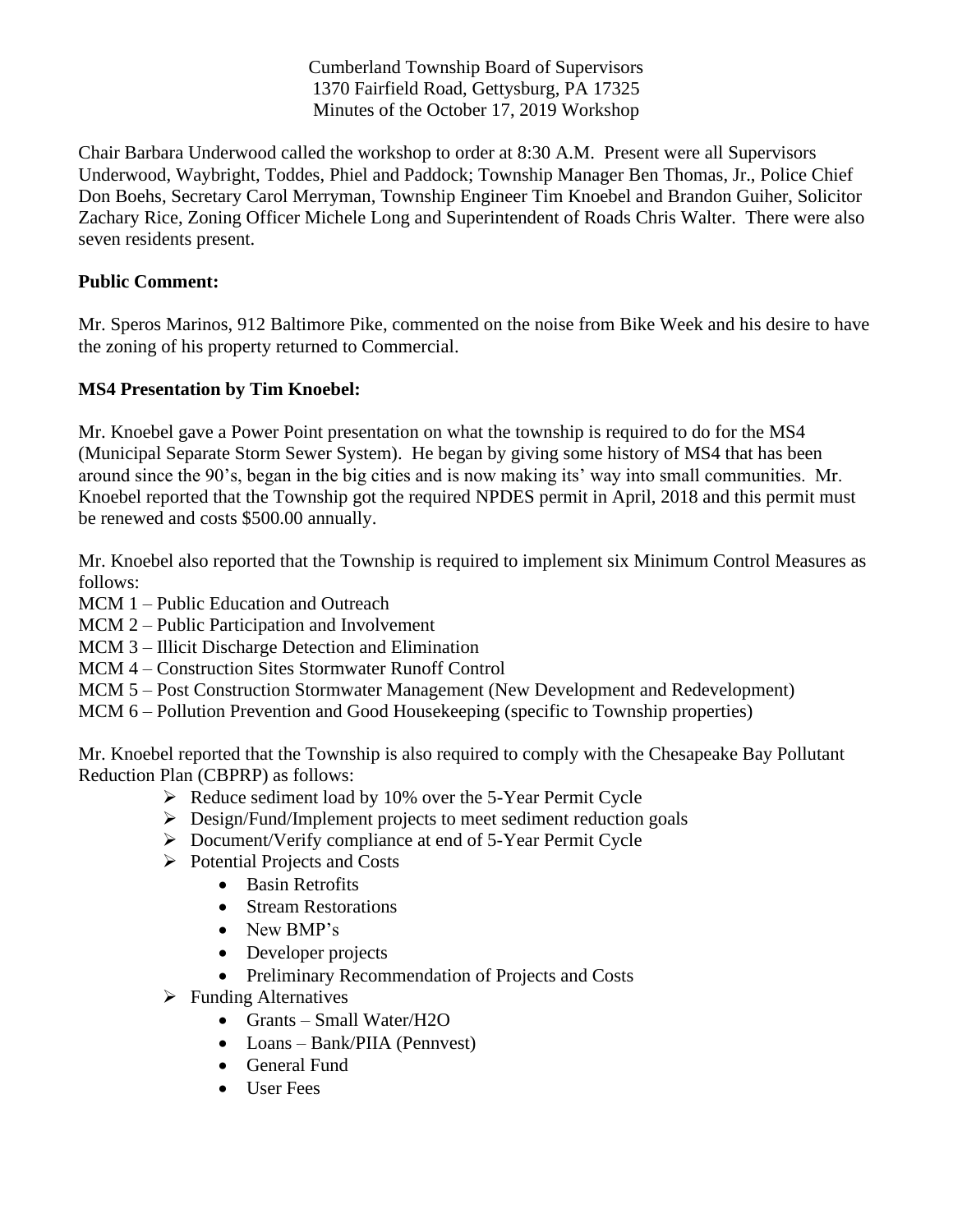Cumberland Township Board of Supervisors
1370 Fairfield Road, Gettysburg, PA 17325
Minutes of the October 17, 2019 Workshop

Chair Barbara Underwood called the workshop to order at 8:30 A.M. Present were all Supervisors Underwood, Waybright, Toddes, Phiel and Paddock; Township Manager Ben Thomas, Jr., Police Chief Don Boehs, Secretary Carol Merryman, Township Engineer Tim Knoebel and Brandon Guiher, Solicitor Zachary Rice, Zoning Officer Michele Long and Superintendent of Roads Chris Walter. There were also seven residents present.

**Public Comment:**

Mr. Speros Marinos, 912 Baltimore Pike, commented on the noise from Bike Week and his desire to have the zoning of his property returned to Commercial.

**MS4 Presentation by Tim Knoebel:**

Mr. Knoebel gave a Power Point presentation on what the township is required to do for the MS4 (Municipal Separate Storm Sewer System). He began by giving some history of MS4 that has been around since the 90's, began in the big cities and is now making its' way into small communities. Mr. Knoebel reported that the Township got the required NPDES permit in April, 2018 and this permit must be renewed and costs $500.00 annually.

Mr. Knoebel also reported that the Township is required to implement six Minimum Control Measures as follows:

MCM 1 – Public Education and Outreach
MCM 2 – Public Participation and Involvement
MCM 3 – Illicit Discharge Detection and Elimination
MCM 4 – Construction Sites Stormwater Runoff Control
MCM 5 – Post Construction Stormwater Management (New Development and Redevelopment)
MCM 6 – Pollution Prevention and Good Housekeeping (specific to Township properties)

Mr. Knoebel reported that the Township is also required to comply with the Chesapeake Bay Pollutant Reduction Plan (CBPRP) as follows:

- Reduce sediment load by 10% over the 5-Year Permit Cycle
- Design/Fund/Implement projects to meet sediment reduction goals
- Document/Verify compliance at end of 5-Year Permit Cycle
- Potential Projects and Costs
  - Basin Retrofits
  - Stream Restorations
  - New BMP's
  - Developer projects
  - Preliminary Recommendation of Projects and Costs
- Funding Alternatives
  - Grants – Small Water/H2O
  - Loans – Bank/PIIA (Pennvest)
  - General Fund
  - User Fees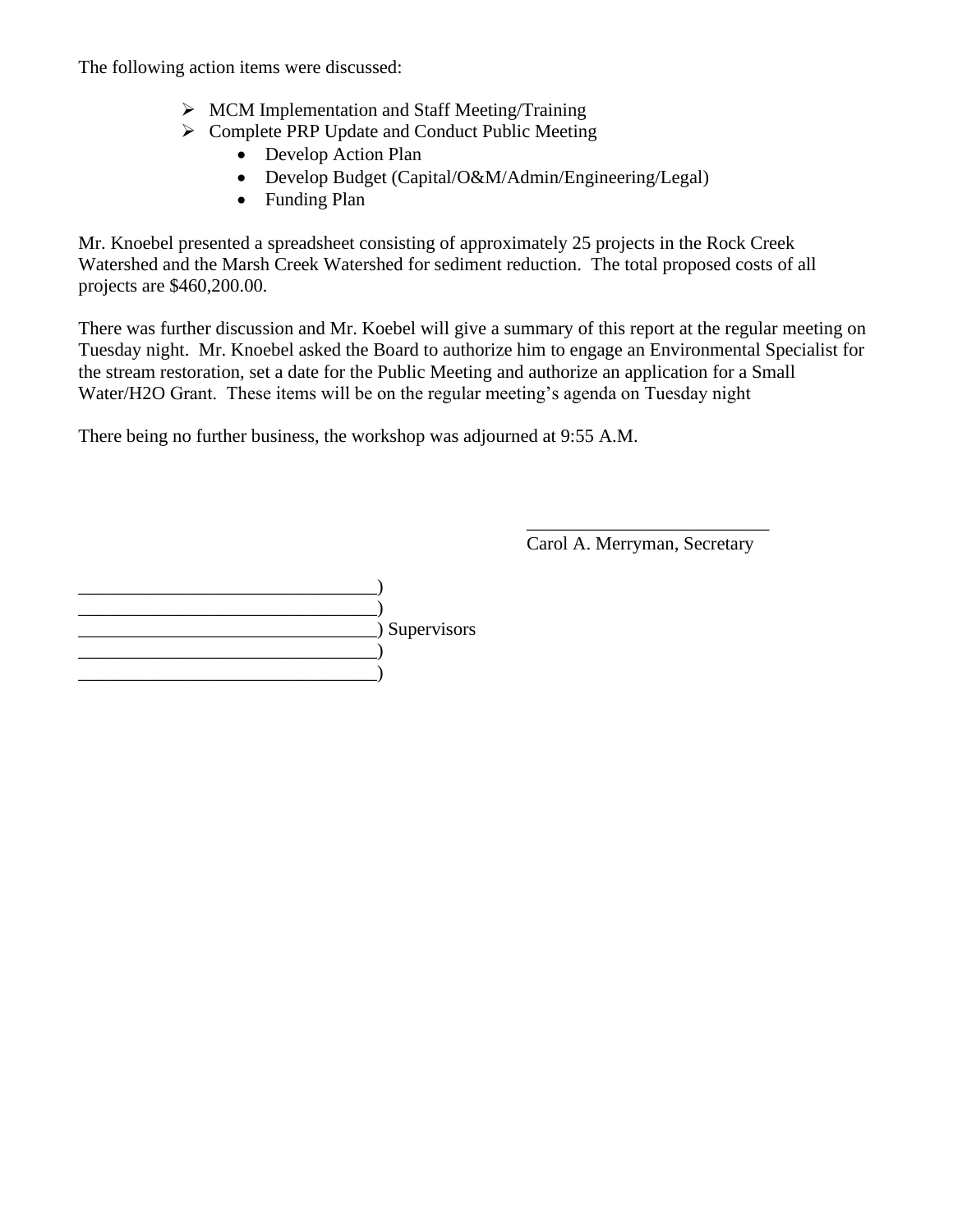The following action items were discussed:

- MCM Implementation and Staff Meeting/Training
- Complete PRP Update and Conduct Public Meeting
    - Develop Action Plan
    - Develop Budget (Capital/O&M/Admin/Engineering/Legal)
    - Funding Plan

Mr. Knoebel presented a spreadsheet consisting of approximately 25 projects in the Rock Creek Watershed and the Marsh Creek Watershed for sediment reduction. The total proposed costs of all projects are $460,200.00.

There was further discussion and Mr. Koebel will give a summary of this report at the regular meeting on Tuesday night. Mr. Knoebel asked the Board to authorize him to engage an Environmental Specialist for the stream restoration, set a date for the Public Meeting and authorize an application for a Small Water/H2O Grant. These items will be on the regular meeting's agenda on Tuesday night

There being no further business, the workshop was adjourned at 9:55 A.M.

___________________________

Carol A. Merryman, Secretary

_________________________________)
_________________________________)
_________________________________) Supervisors
_________________________________)
_________________________________)